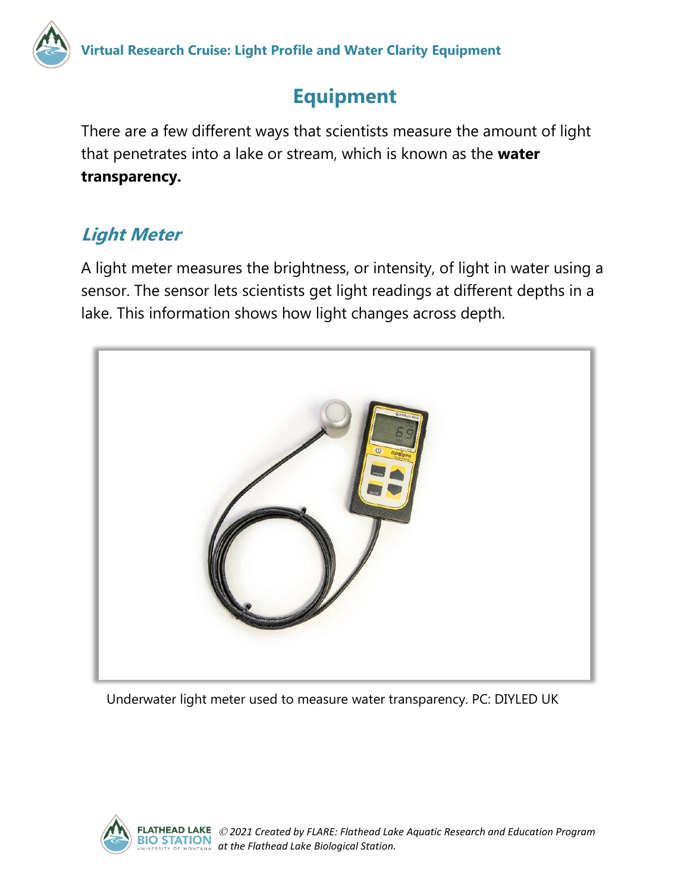# Equipment

There are a few different ways that scientists measure the amount of light that penetrates into a lake or stream, which is known as the **water transparency.**

## *Light Meter*

A light meter measures the brightness, or intensity, of light in water using a sensor. The sensor lets scientists get light readings at different depths in a lake. This information shows how light changes across depth.

Underwater light meter used to measure water transparency. PC: DIYLED UK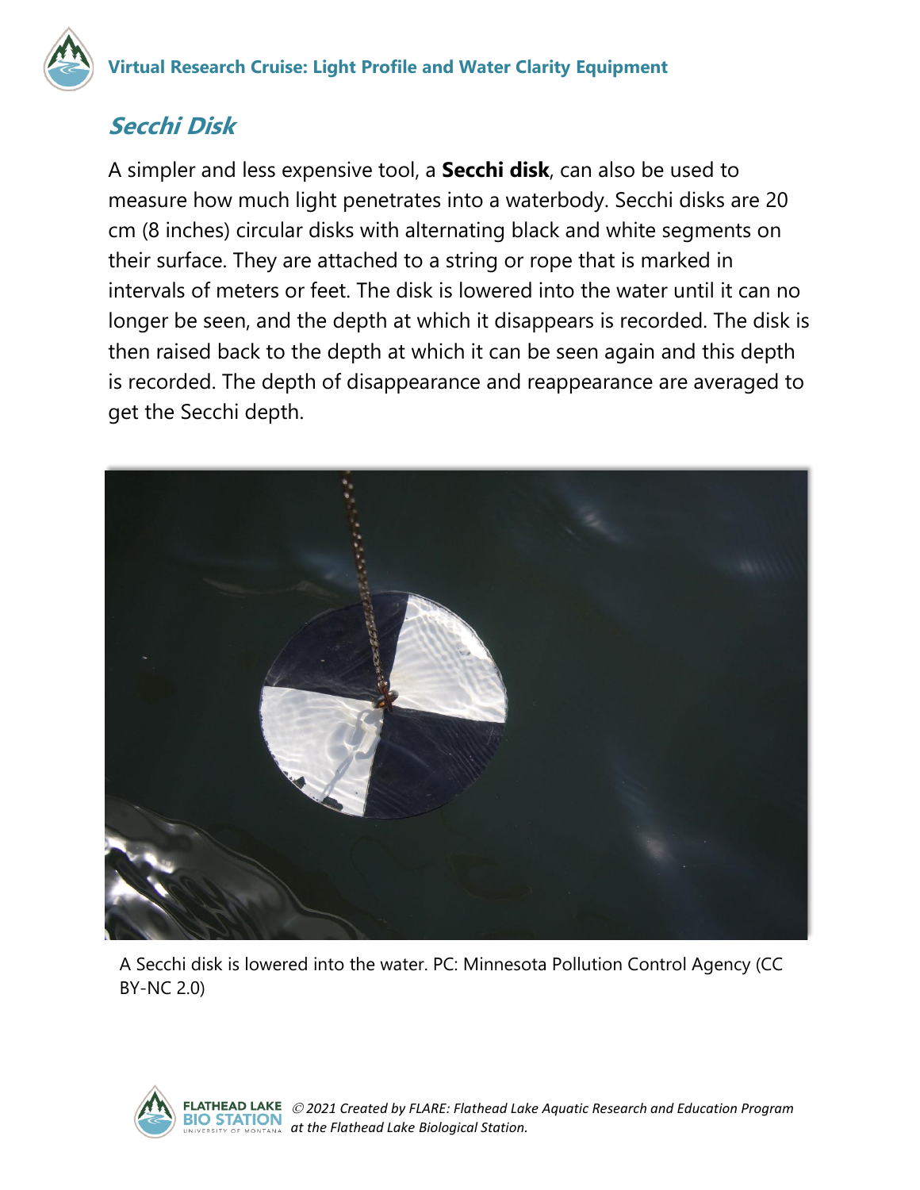## Secchi Disk

A simpler and less expensive tool, a **Secchi disk**, can also be used to measure how much light penetrates into a waterbody. Secchi disks are 20 cm (8 inches) circular disks with alternating black and white segments on their surface. They are attached to a string or rope that is marked in intervals of meters or feet. The disk is lowered into the water until it can no longer be seen, and the depth at which it disappears is recorded. The disk is then raised back to the depth at which it can be seen again and this depth is recorded. The depth of disappearance and reappearance are averaged to get the Secchi depth.

A Secchi disk is lowered into the water. PC: Minnesota Pollution Control Agency (CC BY-NC 2.0)